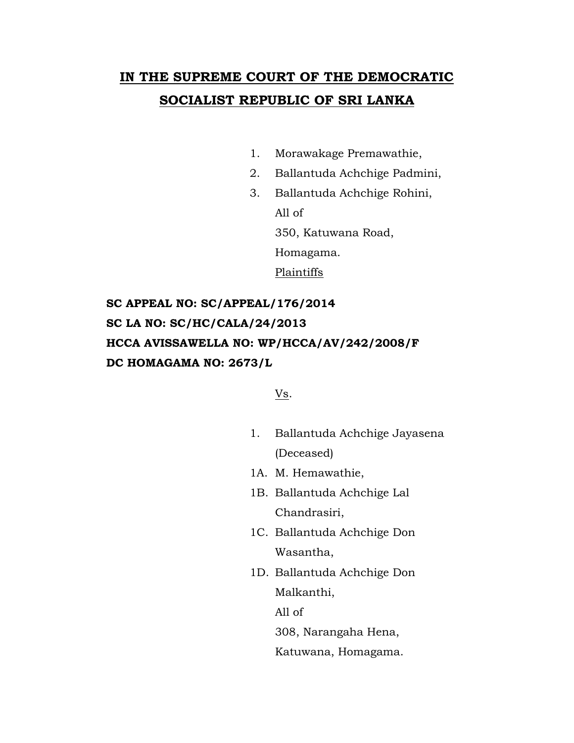# **IN THE SUPREME COURT OF THE DEMOCRATIC SOCIALIST REPUBLIC OF SRI LANKA**

1. Morawakage Premawathie,
2. Ballantuda Achchige Padmini,
3. Ballantuda Achchige Rohini,

   All of

   350, Katuwana Road,

   Homagama.

   Plaintiffs

**SC APPEAL NO: SC/APPEAL/176/2014**
**SC LA NO: SC/HC/CALA/24/2013**
**HCCA AVISSAWELLA NO: WP/HCCA/AV/242/2008/F**
**DC HOMAGAMA NO: 2673/L**

Vs.

1. Ballantuda Achchige Jayasena (Deceased)

1A. M. Hemawathie,

1B. Ballantuda Achchige Lal Chandrasiri,

1C. Ballantuda Achchige Don Wasantha,

1D. Ballantuda Achchige Don Malkanthi,

All of

308, Narangaha Hena,

Katuwana, Homagama.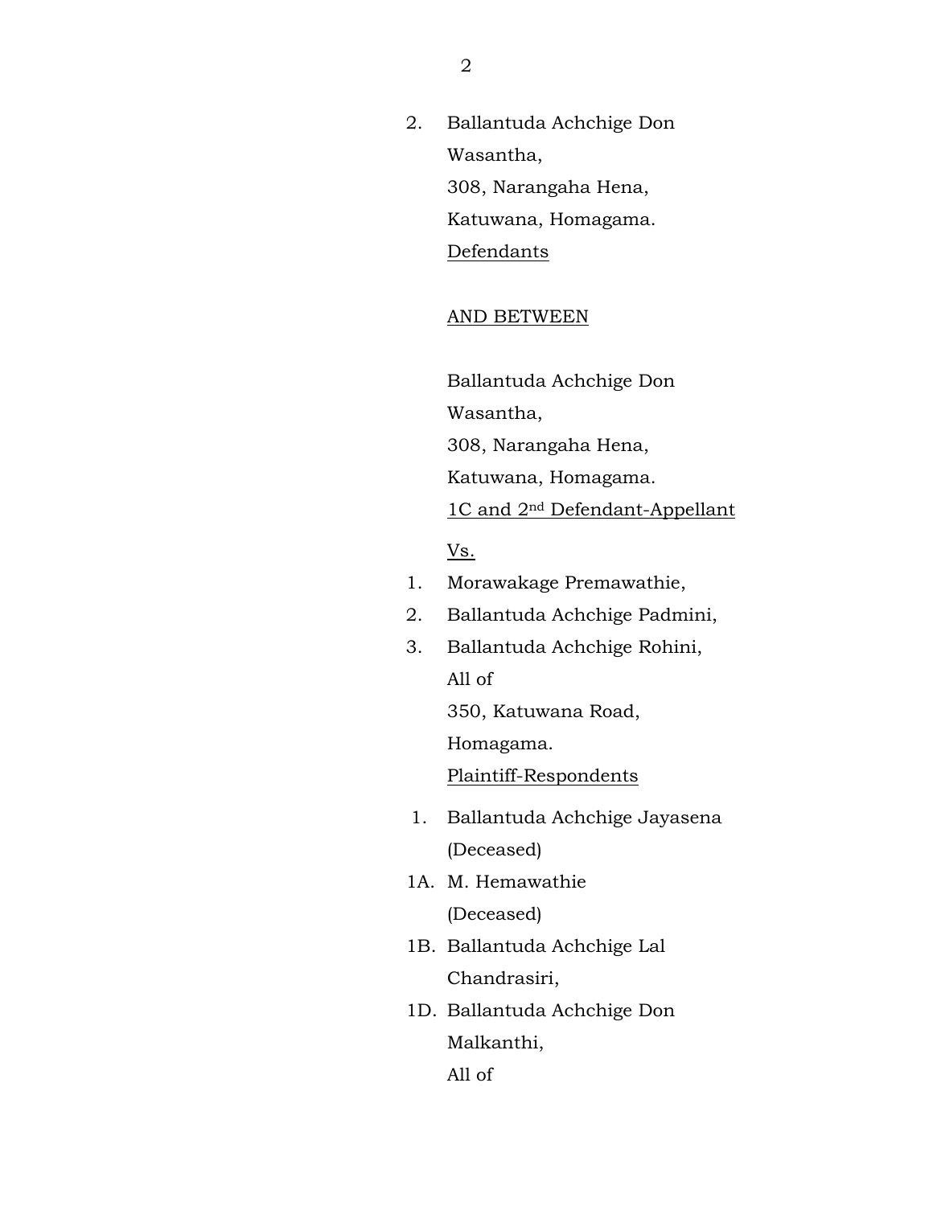2. Ballantuda Achchige Don Wasantha,
   308, Narangaha Hena,
   Katuwana, Homagama.
   <u>Defendants</u>

<u>AND BETWEEN</u>

Ballantuda Achchige Don Wasantha,
308, Narangaha Hena,
Katuwana, Homagama.
<u>1C and 2nd Defendant-Appellant</u>

<u>Vs.</u>

1. Morawakage Premawathie,
2. Ballantuda Achchige Padmini,
3. Ballantuda Achchige Rohini,
   All of
   350, Katuwana Road,
   Homagama.
   <u>Plaintiff-Respondents</u>

1. Ballantuda Achchige Jayasena (Deceased)

1A. M. Hemawathie (Deceased)

1B. Ballantuda Achchige Lal Chandrasiri,

1D. Ballantuda Achchige Don Malkanthi,
All of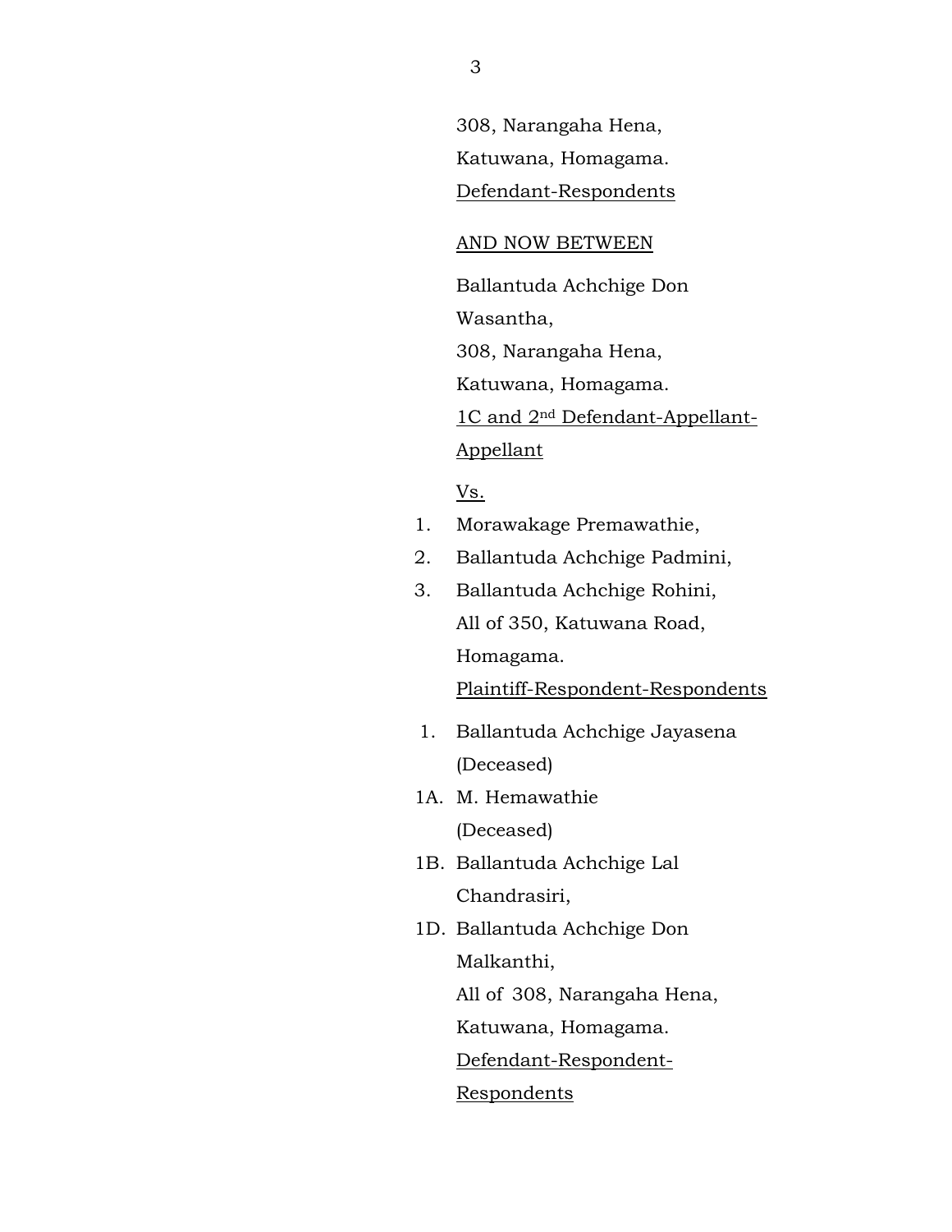308, Narangaha Hena,
Katuwana, Homagama.
Defendant-Respondents

AND NOW BETWEEN

Ballantuda Achchige Don
Wasantha,
308, Narangaha Hena,
Katuwana, Homagama.
1C and 2nd Defendant-Appellant-
Appellant

Vs.

1. Morawakage Premawathie,
2. Ballantuda Achchige Padmini,
3. Ballantuda Achchige Rohini,
   All of 350, Katuwana Road,
   Homagama.
   Plaintiff-Respondent-Respondents

1. Ballantuda Achchige Jayasena
   (Deceased)

1A. M. Hemawathie
   (Deceased)

1B. Ballantuda Achchige Lal
   Chandrasiri,

1D. Ballantuda Achchige Don
   Malkanthi,
   All of 308, Narangaha Hena,
   Katuwana, Homagama.
   Defendant-Respondent-
   Respondents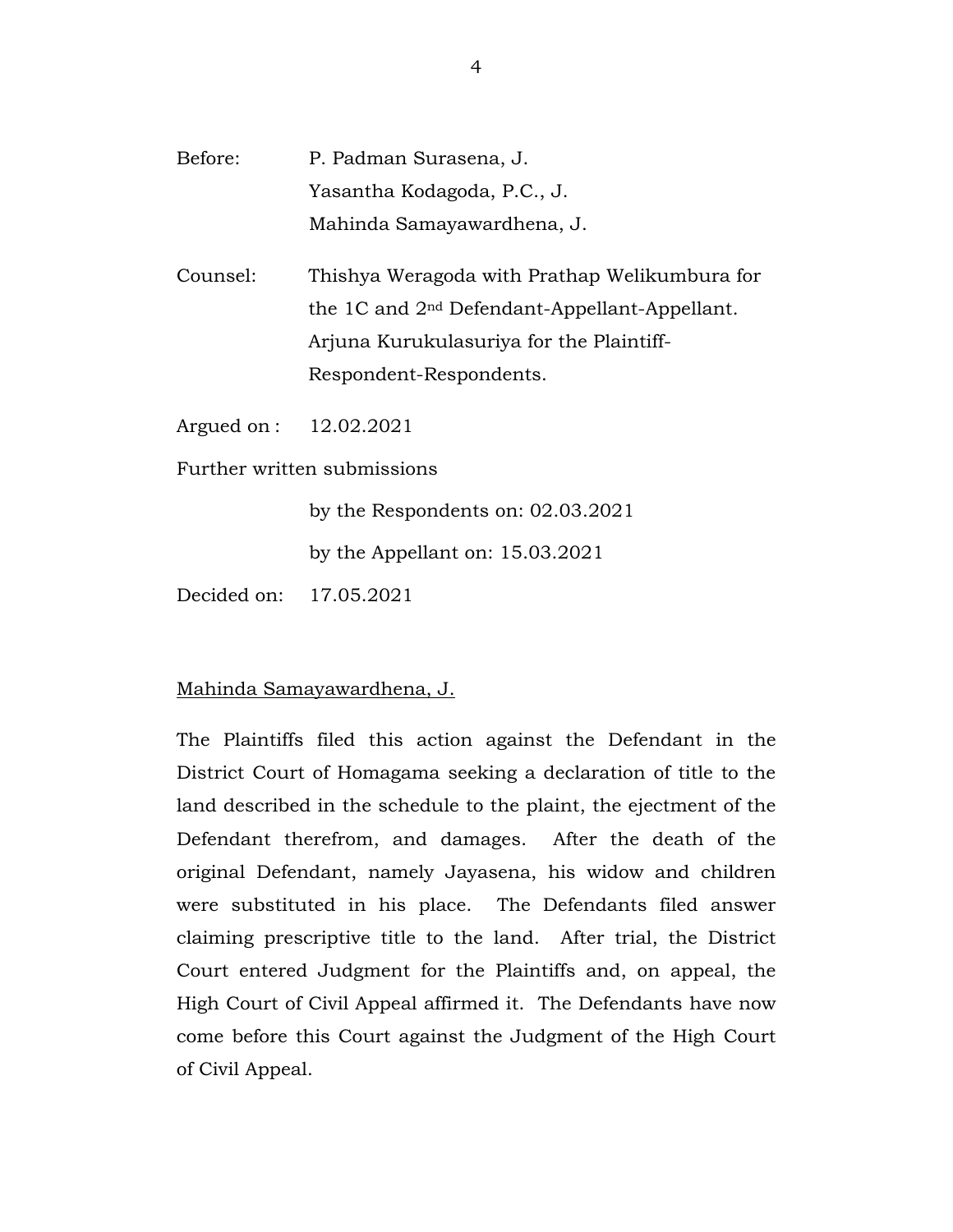Before: P. Padman Surasena, J.
Yasantha Kodagoda, P.C., J.
Mahinda Samayawardhena, J.

Counsel: Thishya Weragoda with Prathap Welikumbura for the 1C and 2nd Defendant-Appellant-Appellant.
Arjuna Kurukulasuriya for the Plaintiff-Respondent-Respondents.

Argued on : 12.02.2021

Further written submissions

by the Respondents on: 02.03.2021

by the Appellant on: 15.03.2021

Decided on: 17.05.2021

Mahinda Samayawardhena, J.

The Plaintiffs filed this action against the Defendant in the District Court of Homagama seeking a declaration of title to the land described in the schedule to the plaint, the ejectment of the Defendant therefrom, and damages. After the death of the original Defendant, namely Jayasena, his widow and children were substituted in his place. The Defendants filed answer claiming prescriptive title to the land. After trial, the District Court entered Judgment for the Plaintiffs and, on appeal, the High Court of Civil Appeal affirmed it. The Defendants have now come before this Court against the Judgment of the High Court of Civil Appeal.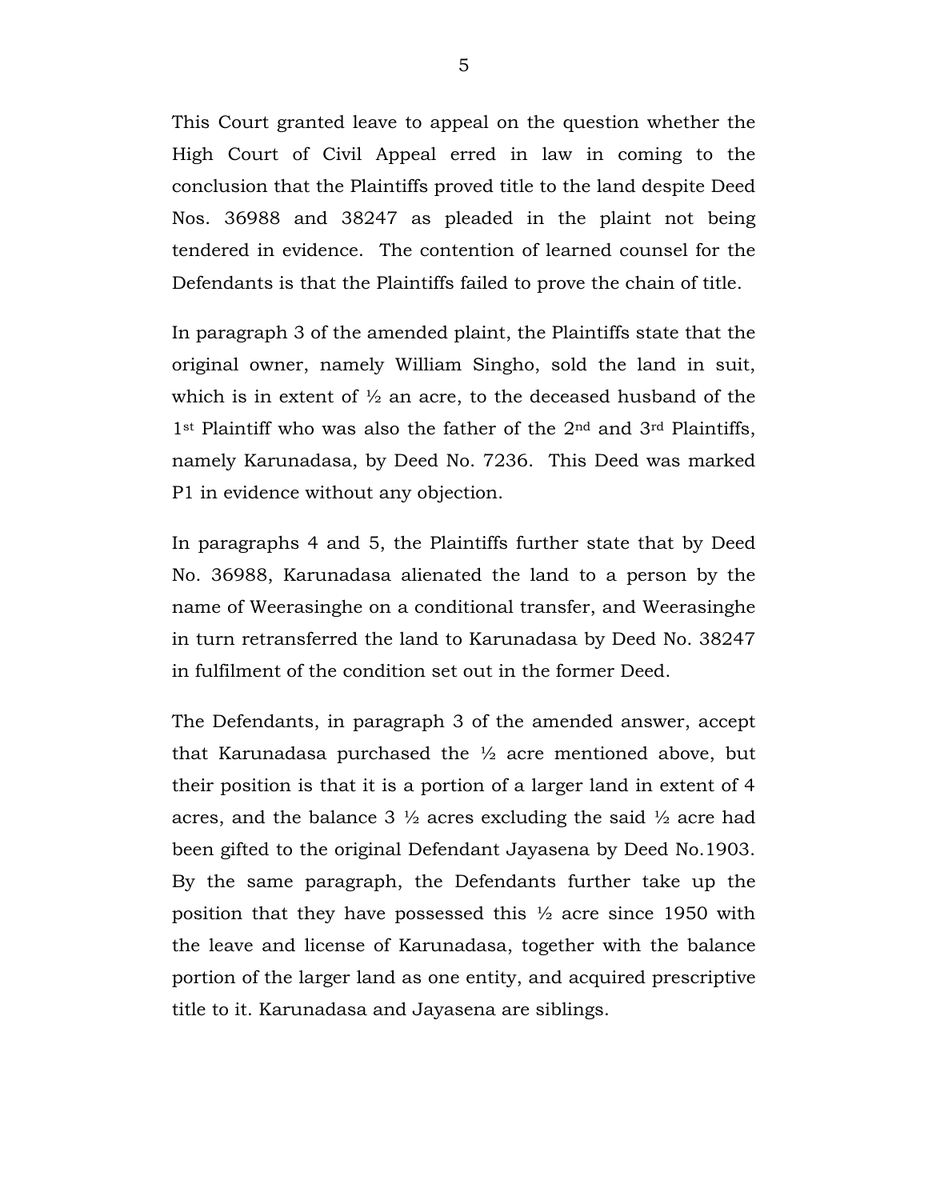This Court granted leave to appeal on the question whether the High Court of Civil Appeal erred in law in coming to the conclusion that the Plaintiffs proved title to the land despite Deed Nos. 36988 and 38247 as pleaded in the plaint not being tendered in evidence. The contention of learned counsel for the Defendants is that the Plaintiffs failed to prove the chain of title.

In paragraph 3 of the amended plaint, the Plaintiffs state that the original owner, namely William Singho, sold the land in suit, which is in extent of ½ an acre, to the deceased husband of the 1st Plaintiff who was also the father of the 2nd and 3rd Plaintiffs, namely Karunadasa, by Deed No. 7236. This Deed was marked P1 in evidence without any objection.

In paragraphs 4 and 5, the Plaintiffs further state that by Deed No. 36988, Karunadasa alienated the land to a person by the name of Weerasinghe on a conditional transfer, and Weerasinghe in turn retransferred the land to Karunadasa by Deed No. 38247 in fulfilment of the condition set out in the former Deed.

The Defendants, in paragraph 3 of the amended answer, accept that Karunadasa purchased the ½ acre mentioned above, but their position is that it is a portion of a larger land in extent of 4 acres, and the balance 3 ½ acres excluding the said ½ acre had been gifted to the original Defendant Jayasena by Deed No.1903. By the same paragraph, the Defendants further take up the position that they have possessed this ½ acre since 1950 with the leave and license of Karunadasa, together with the balance portion of the larger land as one entity, and acquired prescriptive title to it. Karunadasa and Jayasena are siblings.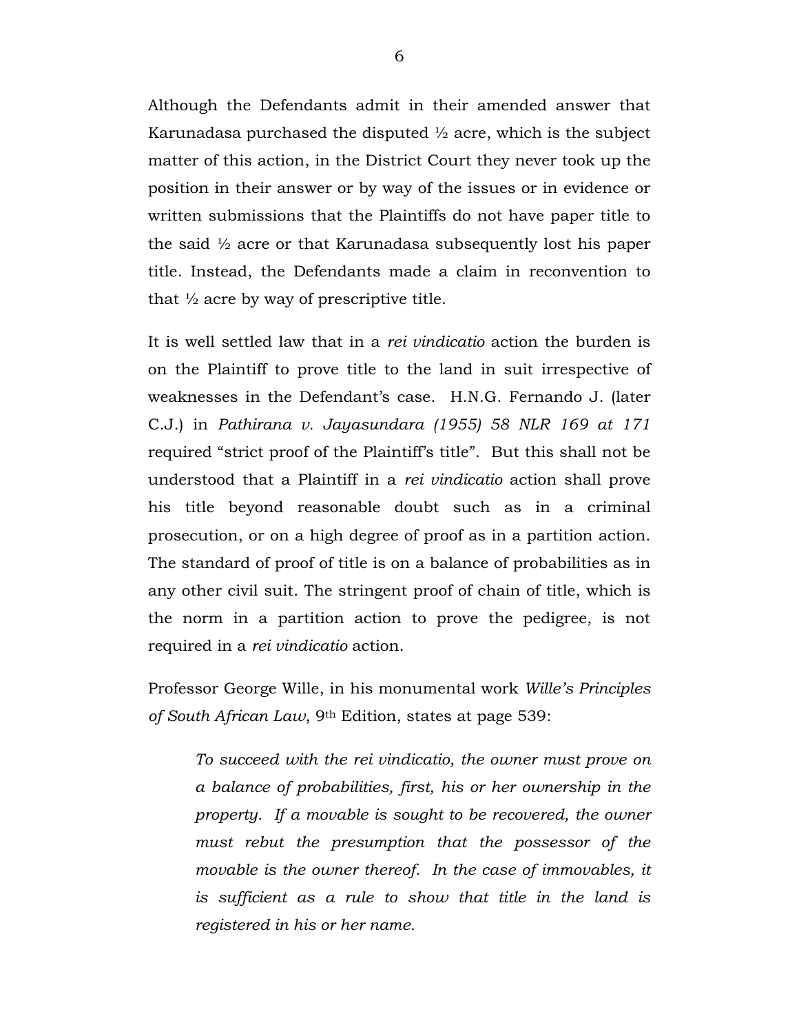Although the Defendants admit in their amended answer that Karunadasa purchased the disputed ½ acre, which is the subject matter of this action, in the District Court they never took up the position in their answer or by way of the issues or in evidence or written submissions that the Plaintiffs do not have paper title to the said ½ acre or that Karunadasa subsequently lost his paper title. Instead, the Defendants made a claim in reconvention to that ½ acre by way of prescriptive title.

It is well settled law that in a *rei vindicatio* action the burden is on the Plaintiff to prove title to the land in suit irrespective of weaknesses in the Defendant's case. H.N.G. Fernando J. (later C.J.) in *Pathirana v. Jayasundara (1955) 58 NLR 169 at 171* required "strict proof of the Plaintiff's title". But this shall not be understood that a Plaintiff in a *rei vindicatio* action shall prove his title beyond reasonable doubt such as in a criminal prosecution, or on a high degree of proof as in a partition action. The standard of proof of title is on a balance of probabilities as in any other civil suit. The stringent proof of chain of title, which is the norm in a partition action to prove the pedigree, is not required in a *rei vindicatio* action.

Professor George Wille, in his monumental work *Wille's Principles of South African Law*, 9th Edition, states at page 539:

> *To succeed with the rei vindicatio, the owner must prove on a balance of probabilities, first, his or her ownership in the property. If a movable is sought to be recovered, the owner must rebut the presumption that the possessor of the movable is the owner thereof. In the case of immovables, it is sufficient as a rule to show that title in the land is registered in his or her name.*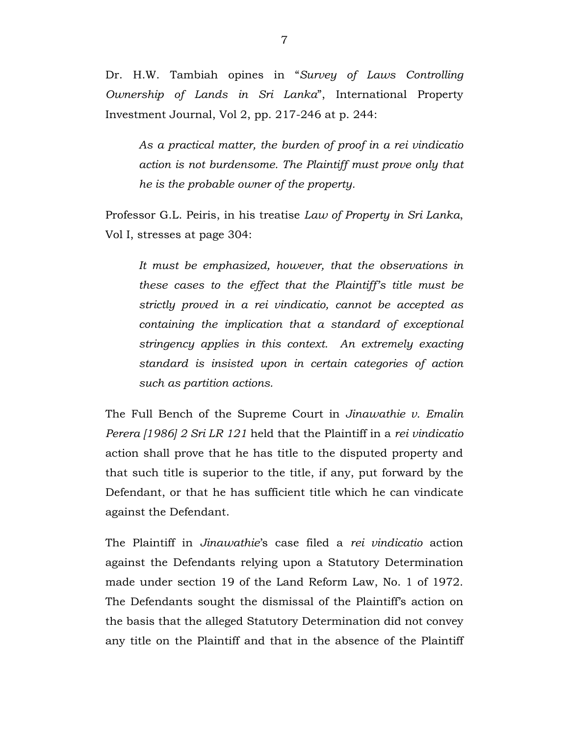Dr. H.W. Tambiah opines in "*Survey of Laws Controlling Ownership of Lands in Sri Lanka*", International Property Investment Journal, Vol 2, pp. 217-246 at p. 244:

> *As a practical matter, the burden of proof in a rei vindicatio action is not burdensome. The Plaintiff must prove only that he is the probable owner of the property.*

Professor G.L. Peiris, in his treatise *Law of Property in Sri Lanka*, Vol I, stresses at page 304:

> *It must be emphasized, however, that the observations in these cases to the effect that the Plaintiff's title must be strictly proved in a rei vindicatio, cannot be accepted as containing the implication that a standard of exceptional stringency applies in this context. An extremely exacting standard is insisted upon in certain categories of action such as partition actions.*

The Full Bench of the Supreme Court in *Jinawathie v. Emalin Perera [1986] 2 Sri LR 121* held that the Plaintiff in a *rei vindicatio* action shall prove that he has title to the disputed property and that such title is superior to the title, if any, put forward by the Defendant, or that he has sufficient title which he can vindicate against the Defendant.

The Plaintiff in *Jinawathie*'s case filed a *rei vindicatio* action against the Defendants relying upon a Statutory Determination made under section 19 of the Land Reform Law, No. 1 of 1972. The Defendants sought the dismissal of the Plaintiff's action on the basis that the alleged Statutory Determination did not convey any title on the Plaintiff and that in the absence of the Plaintiff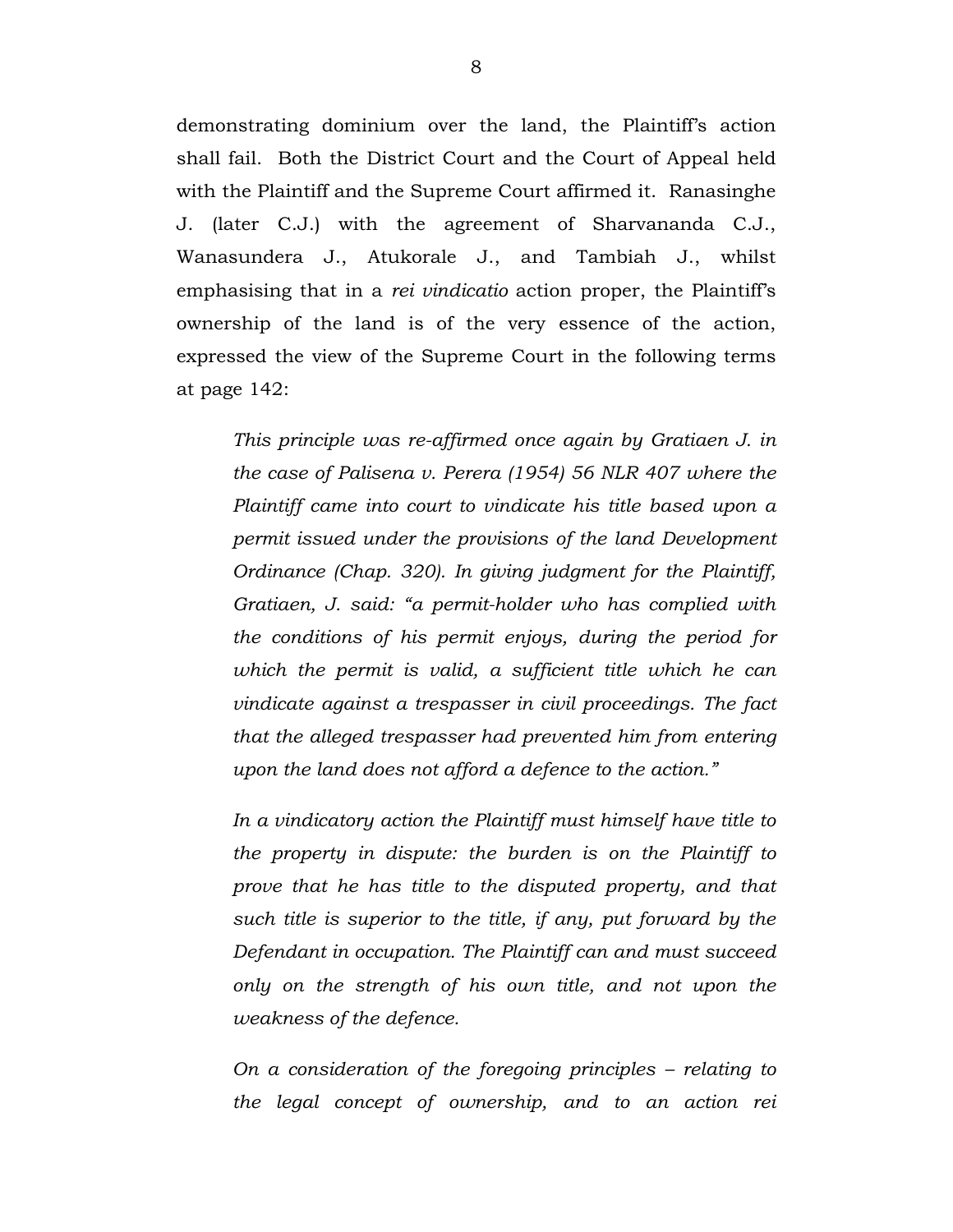demonstrating dominium over the land, the Plaintiff's action shall fail. Both the District Court and the Court of Appeal held with the Plaintiff and the Supreme Court affirmed it. Ranasinghe J. (later C.J.) with the agreement of Sharvananda C.J., Wanasundera J., Atukorale J., and Tambiah J., whilst emphasising that in a *rei vindicatio* action proper, the Plaintiff's ownership of the land is of the very essence of the action, expressed the view of the Supreme Court in the following terms at page 142:

> *This principle was re-affirmed once again by Gratiaen J. in the case of Palisena v. Perera (1954) 56 NLR 407 where the Plaintiff came into court to vindicate his title based upon a permit issued under the provisions of the land Development Ordinance (Chap. 320). In giving judgment for the Plaintiff, Gratiaen, J. said: "a permit-holder who has complied with the conditions of his permit enjoys, during the period for which the permit is valid, a sufficient title which he can vindicate against a trespasser in civil proceedings. The fact that the alleged trespasser had prevented him from entering upon the land does not afford a defence to the action."*
>
> *In a vindicatory action the Plaintiff must himself have title to the property in dispute: the burden is on the Plaintiff to prove that he has title to the disputed property, and that such title is superior to the title, if any, put forward by the Defendant in occupation. The Plaintiff can and must succeed only on the strength of his own title, and not upon the weakness of the defence.*
>
> *On a consideration of the foregoing principles – relating to the legal concept of ownership, and to an action rei*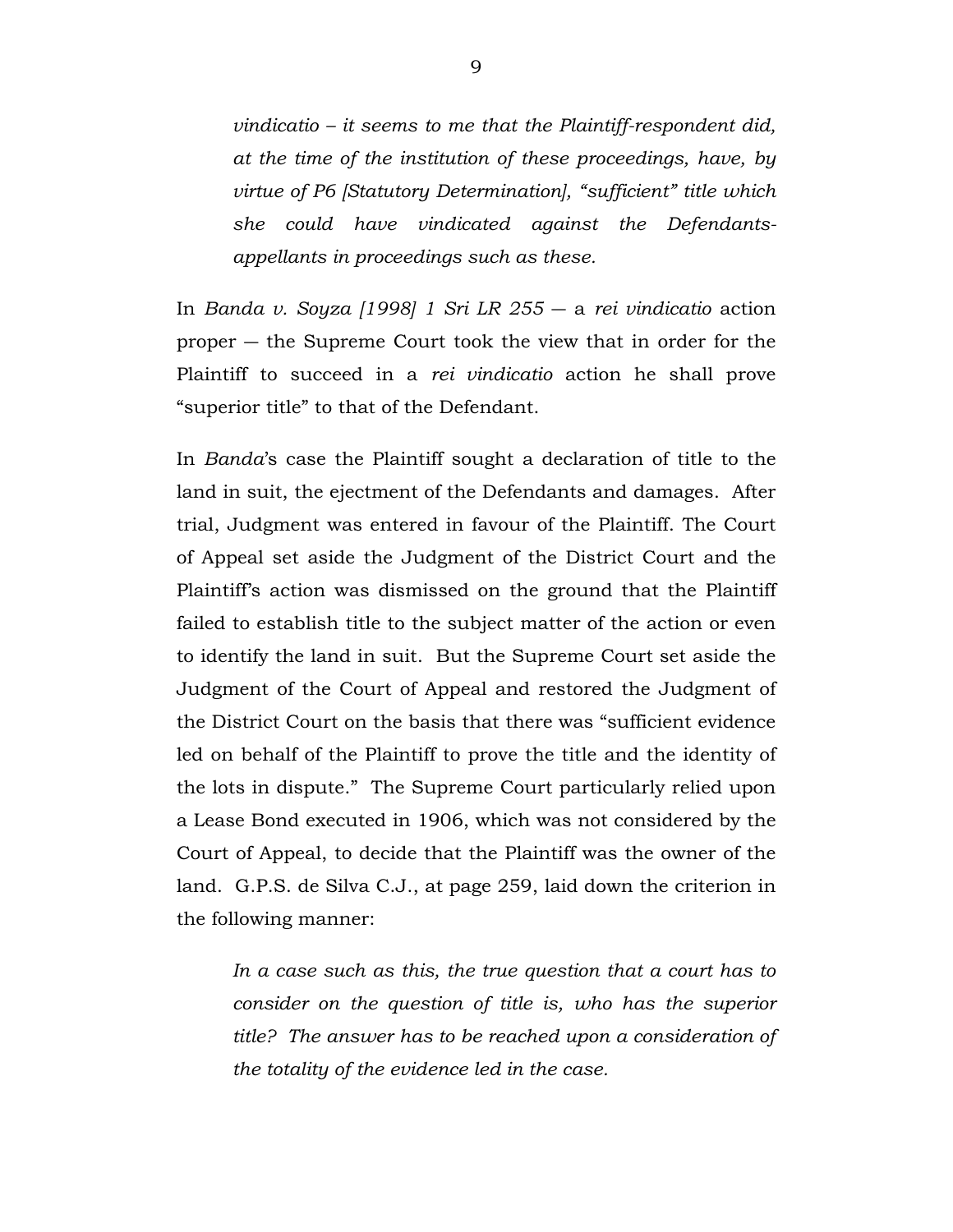> *vindicatio – it seems to me that the Plaintiff-respondent did, at the time of the institution of these proceedings, have, by virtue of P6 [Statutory Determination], "sufficient" title which she could have vindicated against the Defendants-appellants in proceedings such as these.*

In *Banda v. Soyza [1998] 1 Sri LR 255* — a *rei vindicatio* action proper — the Supreme Court took the view that in order for the Plaintiff to succeed in a *rei vindicatio* action he shall prove "superior title" to that of the Defendant.

In *Banda*'s case the Plaintiff sought a declaration of title to the land in suit, the ejectment of the Defendants and damages. After trial, Judgment was entered in favour of the Plaintiff. The Court of Appeal set aside the Judgment of the District Court and the Plaintiff's action was dismissed on the ground that the Plaintiff failed to establish title to the subject matter of the action or even to identify the land in suit. But the Supreme Court set aside the Judgment of the Court of Appeal and restored the Judgment of the District Court on the basis that there was "sufficient evidence led on behalf of the Plaintiff to prove the title and the identity of the lots in dispute." The Supreme Court particularly relied upon a Lease Bond executed in 1906, which was not considered by the Court of Appeal, to decide that the Plaintiff was the owner of the land. G.P.S. de Silva C.J., at page 259, laid down the criterion in the following manner:

> *In a case such as this, the true question that a court has to consider on the question of title is, who has the superior title? The answer has to be reached upon a consideration of the totality of the evidence led in the case.*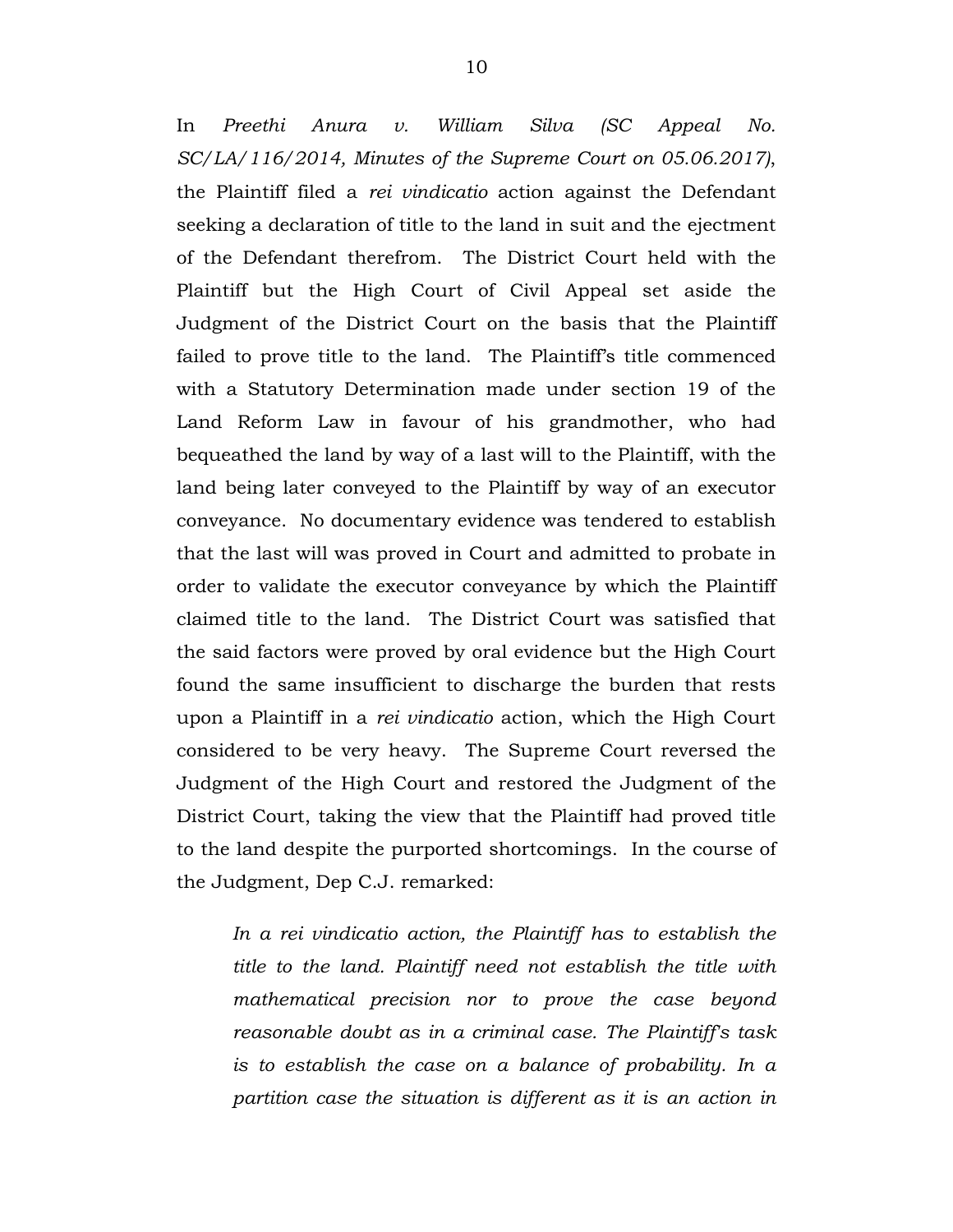In *Preethi Anura v. William Silva (SC Appeal No. SC/LA/116/2014, Minutes of the Supreme Court on 05.06.2017)*, the Plaintiff filed a *rei vindicatio* action against the Defendant seeking a declaration of title to the land in suit and the ejectment of the Defendant therefrom. The District Court held with the Plaintiff but the High Court of Civil Appeal set aside the Judgment of the District Court on the basis that the Plaintiff failed to prove title to the land. The Plaintiff's title commenced with a Statutory Determination made under section 19 of the Land Reform Law in favour of his grandmother, who had bequeathed the land by way of a last will to the Plaintiff, with the land being later conveyed to the Plaintiff by way of an executor conveyance. No documentary evidence was tendered to establish that the last will was proved in Court and admitted to probate in order to validate the executor conveyance by which the Plaintiff claimed title to the land. The District Court was satisfied that the said factors were proved by oral evidence but the High Court found the same insufficient to discharge the burden that rests upon a Plaintiff in a *rei vindicatio* action, which the High Court considered to be very heavy. The Supreme Court reversed the Judgment of the High Court and restored the Judgment of the District Court, taking the view that the Plaintiff had proved title to the land despite the purported shortcomings. In the course of the Judgment, Dep C.J. remarked:

> *In a rei vindicatio action, the Plaintiff has to establish the title to the land. Plaintiff need not establish the title with mathematical precision nor to prove the case beyond reasonable doubt as in a criminal case. The Plaintiff's task is to establish the case on a balance of probability. In a partition case the situation is different as it is an action in*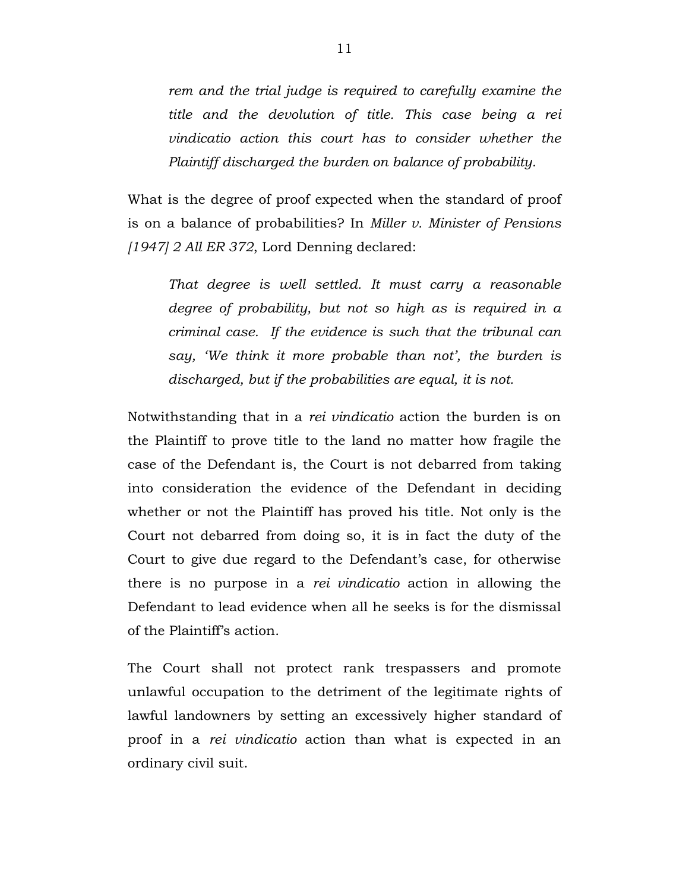> *rem and the trial judge is required to carefully examine the title and the devolution of title. This case being a rei vindicatio action this court has to consider whether the Plaintiff discharged the burden on balance of probability.*

What is the degree of proof expected when the standard of proof is on a balance of probabilities? In *Miller v. Minister of Pensions [1947] 2 All ER 372*, Lord Denning declared:

> *That degree is well settled. It must carry a reasonable degree of probability, but not so high as is required in a criminal case. If the evidence is such that the tribunal can say, 'We think it more probable than not', the burden is discharged, but if the probabilities are equal, it is not.*

Notwithstanding that in a *rei vindicatio* action the burden is on the Plaintiff to prove title to the land no matter how fragile the case of the Defendant is, the Court is not debarred from taking into consideration the evidence of the Defendant in deciding whether or not the Plaintiff has proved his title. Not only is the Court not debarred from doing so, it is in fact the duty of the Court to give due regard to the Defendant's case, for otherwise there is no purpose in a *rei vindicatio* action in allowing the Defendant to lead evidence when all he seeks is for the dismissal of the Plaintiff's action.

The Court shall not protect rank trespassers and promote unlawful occupation to the detriment of the legitimate rights of lawful landowners by setting an excessively higher standard of proof in a *rei vindicatio* action than what is expected in an ordinary civil suit.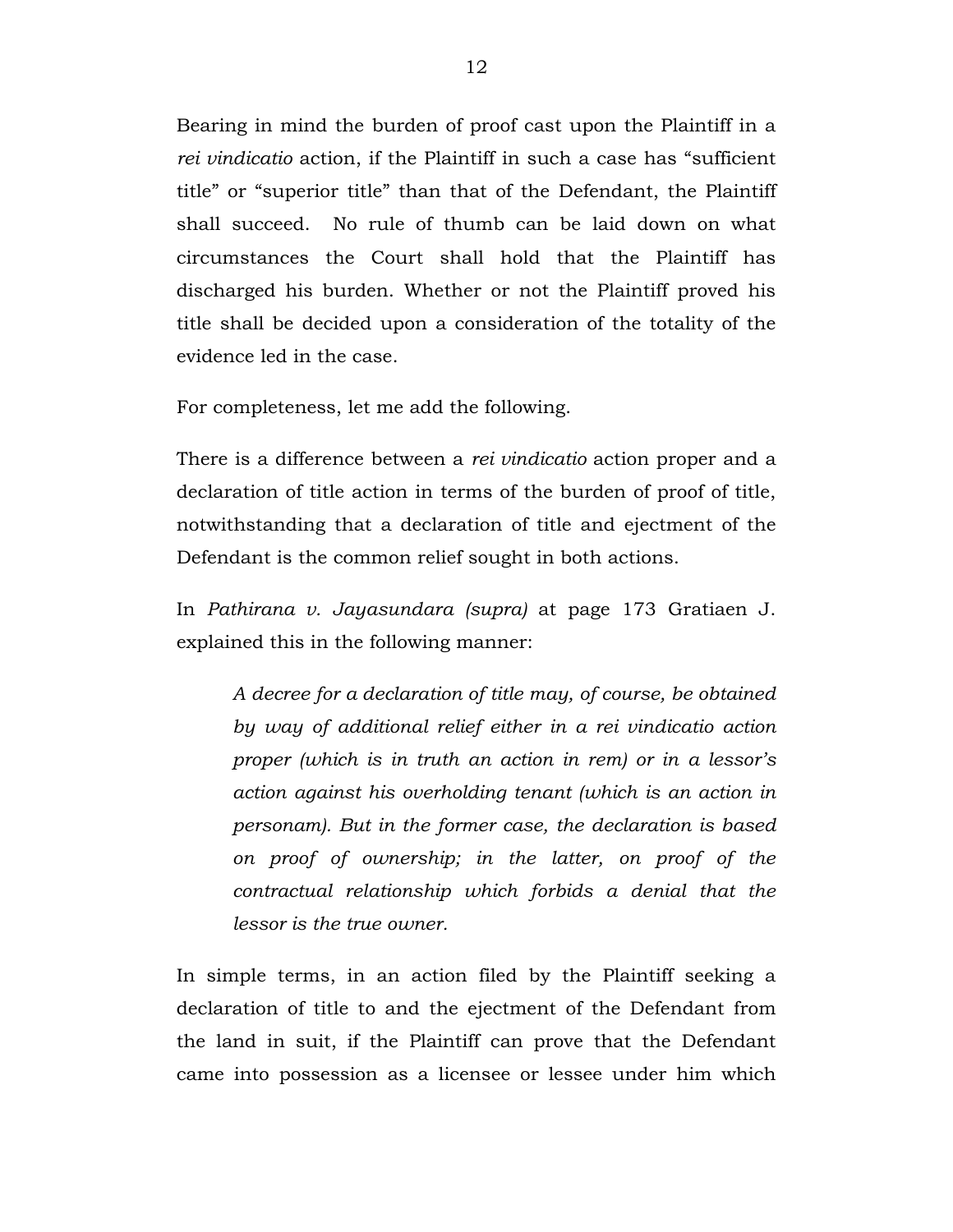Bearing in mind the burden of proof cast upon the Plaintiff in a *rei vindicatio* action, if the Plaintiff in such a case has "sufficient title" or "superior title" than that of the Defendant, the Plaintiff shall succeed. No rule of thumb can be laid down on what circumstances the Court shall hold that the Plaintiff has discharged his burden. Whether or not the Plaintiff proved his title shall be decided upon a consideration of the totality of the evidence led in the case.

For completeness, let me add the following.

There is a difference between a *rei vindicatio* action proper and a declaration of title action in terms of the burden of proof of title, notwithstanding that a declaration of title and ejectment of the Defendant is the common relief sought in both actions.

In *Pathirana v. Jayasundara (supra)* at page 173 Gratiaen J. explained this in the following manner:

> *A decree for a declaration of title may, of course, be obtained by way of additional relief either in a rei vindicatio action proper (which is in truth an action in rem) or in a lessor's action against his overholding tenant (which is an action in personam). But in the former case, the declaration is based on proof of ownership; in the latter, on proof of the contractual relationship which forbids a denial that the lessor is the true owner.*

In simple terms, in an action filed by the Plaintiff seeking a declaration of title to and the ejectment of the Defendant from the land in suit, if the Plaintiff can prove that the Defendant came into possession as a licensee or lessee under him which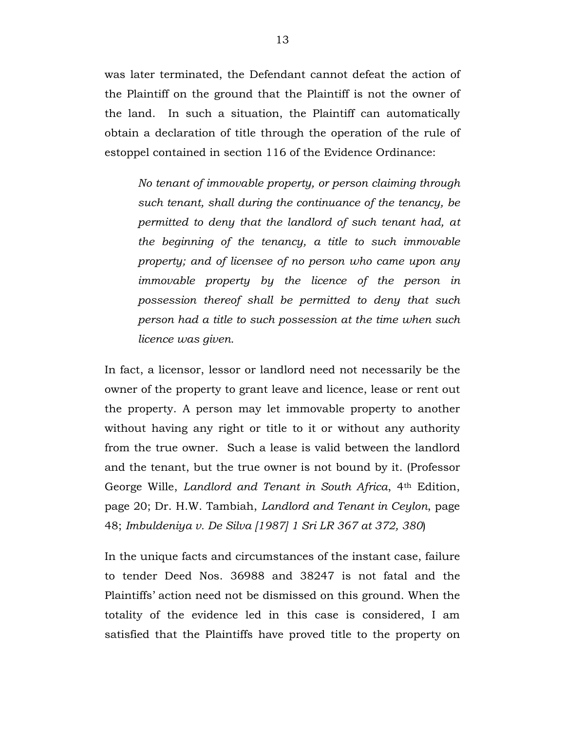was later terminated, the Defendant cannot defeat the action of the Plaintiff on the ground that the Plaintiff is not the owner of the land. In such a situation, the Plaintiff can automatically obtain a declaration of title through the operation of the rule of estoppel contained in section 116 of the Evidence Ordinance:

> *No tenant of immovable property, or person claiming through such tenant, shall during the continuance of the tenancy, be permitted to deny that the landlord of such tenant had, at the beginning of the tenancy, a title to such immovable property; and of licensee of no person who came upon any immovable property by the licence of the person in possession thereof shall be permitted to deny that such person had a title to such possession at the time when such licence was given.*

In fact, a licensor, lessor or landlord need not necessarily be the owner of the property to grant leave and licence, lease or rent out the property. A person may let immovable property to another without having any right or title to it or without any authority from the true owner. Such a lease is valid between the landlord and the tenant, but the true owner is not bound by it. (Professor George Wille, *Landlord and Tenant in South Africa*, 4th Edition, page 20; Dr. H.W. Tambiah, *Landlord and Tenant in Ceylon*, page 48; *Imbuldeniya v. De Silva [1987] 1 Sri LR 367 at 372, 380*)

In the unique facts and circumstances of the instant case, failure to tender Deed Nos. 36988 and 38247 is not fatal and the Plaintiffs' action need not be dismissed on this ground. When the totality of the evidence led in this case is considered, I am satisfied that the Plaintiffs have proved title to the property on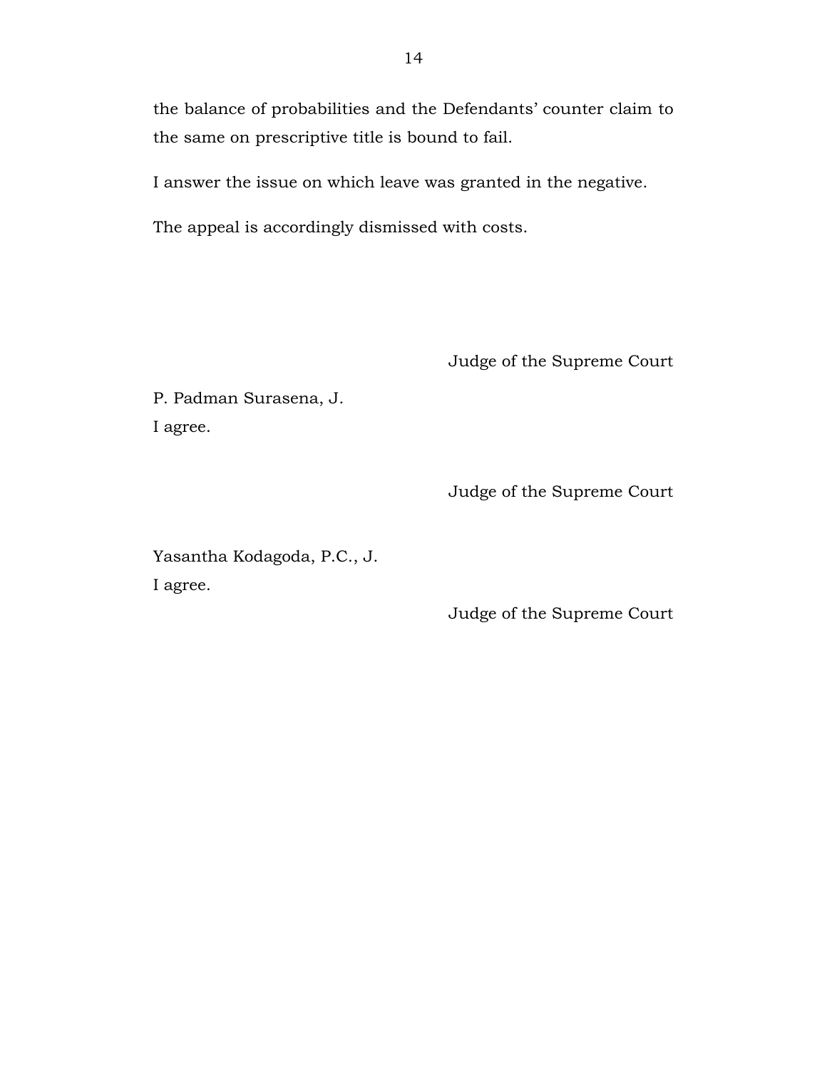the balance of probabilities and the Defendants' counter claim to the same on prescriptive title is bound to fail.

I answer the issue on which leave was granted in the negative.

The appeal is accordingly dismissed with costs.

Judge of the Supreme Court

P. Padman Surasena, J.

I agree.

Judge of the Supreme Court

Yasantha Kodagoda, P.C., J.

I agree.

Judge of the Supreme Court